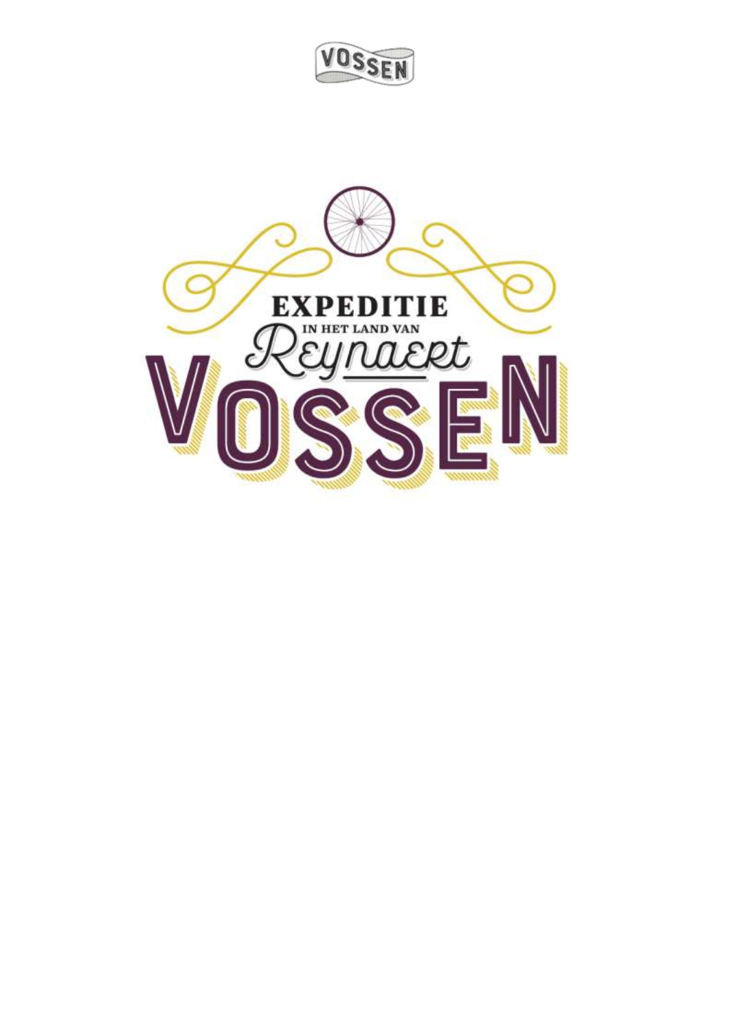VOSSEN

# EXPEDITIE

IN HET LAND VAN

Reynaert

# VOSSEN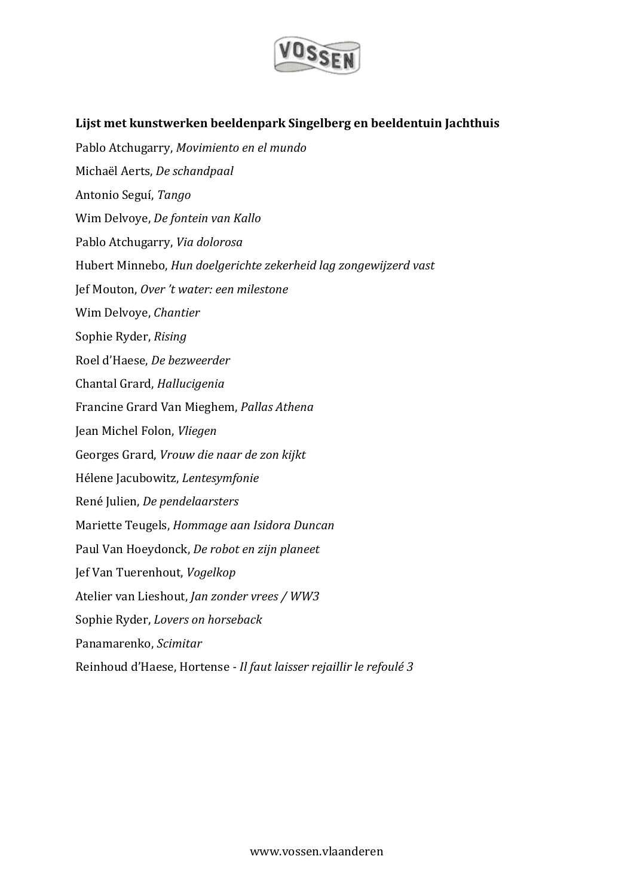**Lijst met kunstwerken beeldenpark Singelberg en beeldentuin Jachthuis**

Pablo Atchugarry, *Movimiento en el mundo*

Michaël Aerts, *De schandpaal*

Antonio Seguí, *Tango*

Wim Delvoye, *De fontein van Kallo*

Pablo Atchugarry, *Via dolorosa*

Hubert Minnebo, *Hun doelgerichte zekerheid lag zongewijzerd vast*

Jef Mouton, *Over 't water: een milestone*

Wim Delvoye, *Chantier*

Sophie Ryder, *Rising*

Roel d'Haese, *De bezweerder*

Chantal Grard, *Hallucigenia*

Francine Grard Van Mieghem, *Pallas Athena*

Jean Michel Folon, *Vliegen*

Georges Grard, *Vrouw die naar de zon kijkt*

Hélene Jacubowitz, *Lentesymfonie*

René Julien, *De pendelaarsters*

Mariette Teugels, *Hommage aan Isidora Duncan*

Paul Van Hoeydonck, *De robot en zijn planeet*

Jef Van Tuerenhout, *Vogelkop*

Atelier van Lieshout, *Jan zonder vrees / WW3*

Sophie Ryder, *Lovers on horseback*

Panamarenko, *Scimitar*

Reinhoud d'Haese, Hortense - *Il faut laisser rejaillir le refoulé 3*

www.vossen.vlaanderen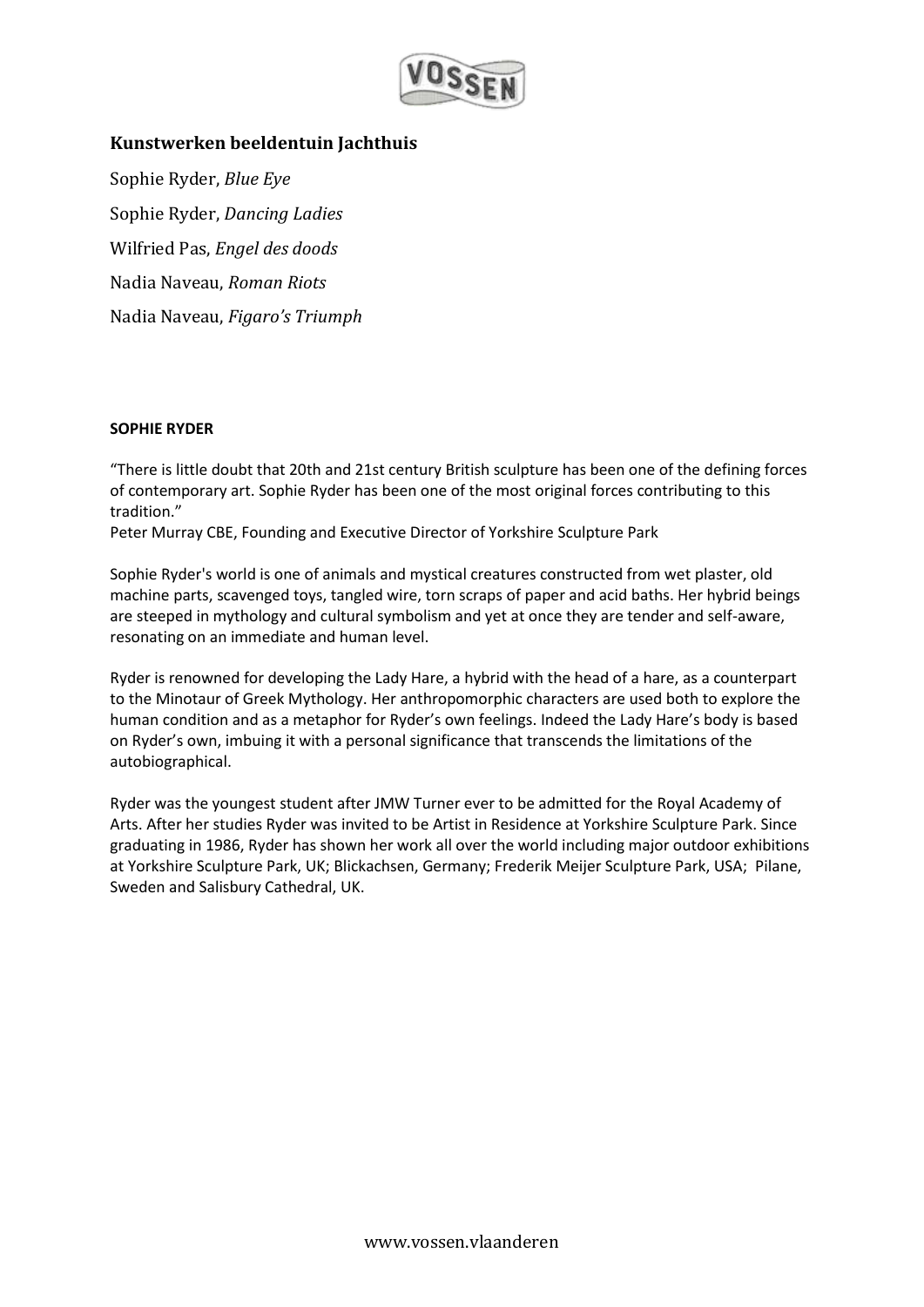## Kunstwerken beeldentuin Jachthuis

Sophie Ryder, *Blue Eye*

Sophie Ryder, *Dancing Ladies*

Wilfried Pas, *Engel des doods*

Nadia Naveau, *Roman Riots*

Nadia Naveau, *Figaro's Triumph*

**SOPHIE RYDER**

"There is little doubt that 20th and 21st century British sculpture has been one of the defining forces of contemporary art. Sophie Ryder has been one of the most original forces contributing to this tradition."
Peter Murray CBE, Founding and Executive Director of Yorkshire Sculpture Park

Sophie Ryder's world is one of animals and mystical creatures constructed from wet plaster, old machine parts, scavenged toys, tangled wire, torn scraps of paper and acid baths. Her hybrid beings are steeped in mythology and cultural symbolism and yet at once they are tender and self-aware, resonating on an immediate and human level.

Ryder is renowned for developing the Lady Hare, a hybrid with the head of a hare, as a counterpart to the Minotaur of Greek Mythology. Her anthropomorphic characters are used both to explore the human condition and as a metaphor for Ryder's own feelings. Indeed the Lady Hare's body is based on Ryder's own, imbuing it with a personal significance that transcends the limitations of the autobiographical.

Ryder was the youngest student after JMW Turner ever to be admitted for the Royal Academy of Arts. After her studies Ryder was invited to be Artist in Residence at Yorkshire Sculpture Park. Since graduating in 1986, Ryder has shown her work all over the world including major outdoor exhibitions at Yorkshire Sculpture Park, UK; Blickachsen, Germany; Frederik Meijer Sculpture Park, USA; Pilane, Sweden and Salisbury Cathedral, UK.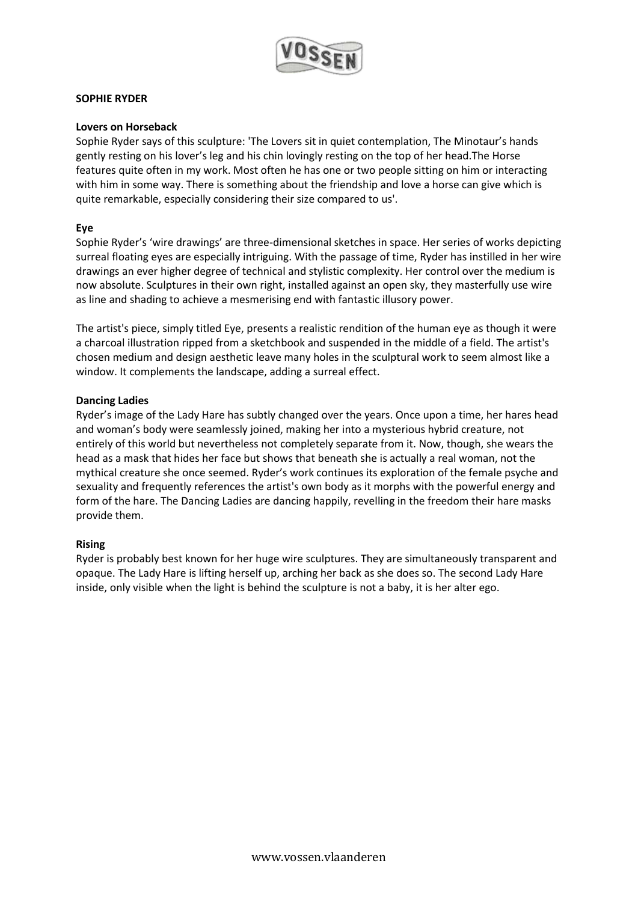**SOPHIE RYDER**

**Lovers on Horseback**

Sophie Ryder says of this sculpture: 'The Lovers sit in quiet contemplation, The Minotaur's hands gently resting on his lover's leg and his chin lovingly resting on the top of her head.The Horse features quite often in my work. Most often he has one or two people sitting on him or interacting with him in some way. There is something about the friendship and love a horse can give which is quite remarkable, especially considering their size compared to us'.

**Eye**

Sophie Ryder's 'wire drawings' are three-dimensional sketches in space. Her series of works depicting surreal floating eyes are especially intriguing. With the passage of time, Ryder has instilled in her wire drawings an ever higher degree of technical and stylistic complexity. Her control over the medium is now absolute. Sculptures in their own right, installed against an open sky, they masterfully use wire as line and shading to achieve a mesmerising end with fantastic illusory power.

The artist's piece, simply titled Eye, presents a realistic rendition of the human eye as though it were a charcoal illustration ripped from a sketchbook and suspended in the middle of a field. The artist's chosen medium and design aesthetic leave many holes in the sculptural work to seem almost like a window. It complements the landscape, adding a surreal effect.

**Dancing Ladies**

Ryder's image of the Lady Hare has subtly changed over the years. Once upon a time, her hares head and woman's body were seamlessly joined, making her into a mysterious hybrid creature, not entirely of this world but nevertheless not completely separate from it. Now, though, she wears the head as a mask that hides her face but shows that beneath she is actually a real woman, not the mythical creature she once seemed. Ryder's work continues its exploration of the female psyche and sexuality and frequently references the artist's own body as it morphs with the powerful energy and form of the hare. The Dancing Ladies are dancing happily, revelling in the freedom their hare masks provide them.

**Rising**

Ryder is probably best known for her huge wire sculptures. They are simultaneously transparent and opaque. The Lady Hare is lifting herself up, arching her back as she does so. The second Lady Hare inside, only visible when the light is behind the sculpture is not a baby, it is her alter ego.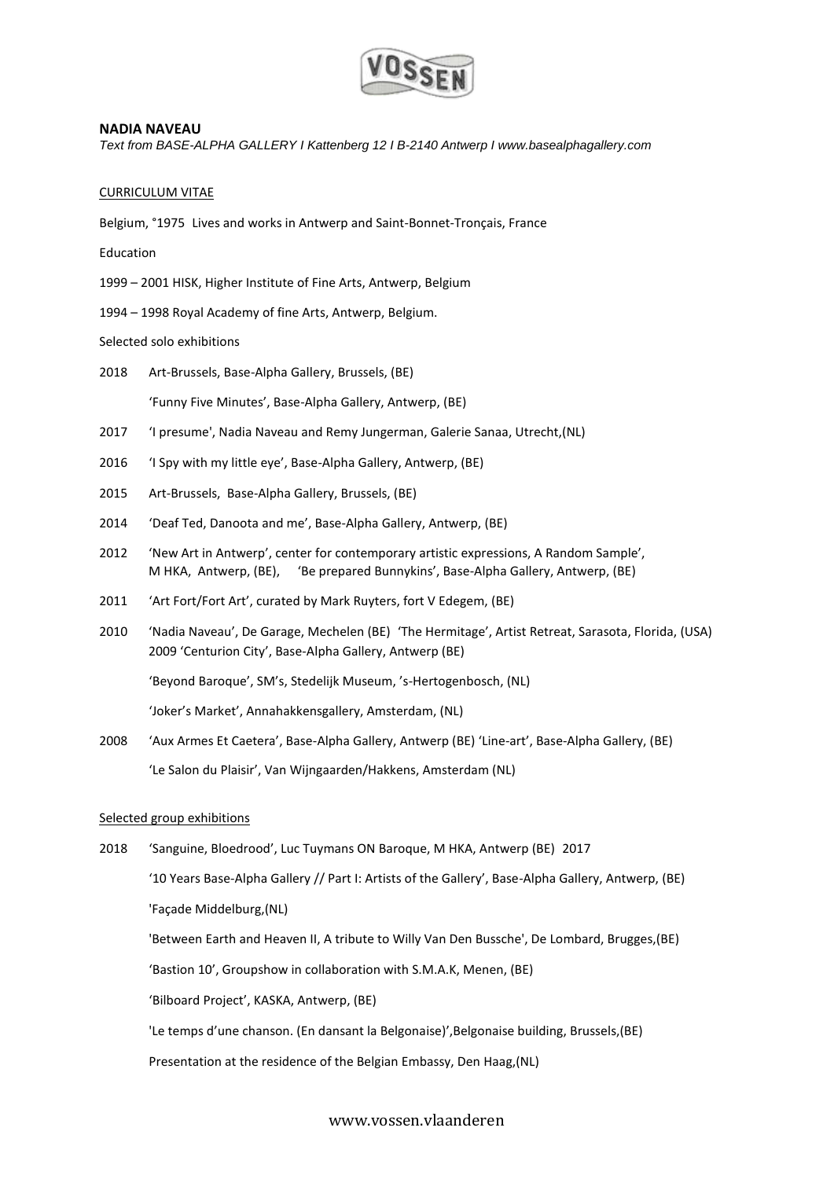## NADIA NAVEAU

*Text from BASE-ALPHA GALLERY I Kattenberg 12 I B-2140 Antwerp I www.basealphagallery.com*

CURRICULUM VITAE

Belgium, °1975 Lives and works in Antwerp and Saint-Bonnet-Tronçais, France

Education

1999 – 2001 HISK, Higher Institute of Fine Arts, Antwerp, Belgium

1994 – 1998 Royal Academy of fine Arts, Antwerp, Belgium.

Selected solo exhibitions

2018 Art-Brussels, Base-Alpha Gallery, Brussels, (BE)

'Funny Five Minutes', Base-Alpha Gallery, Antwerp, (BE)

2017 'I presume', Nadia Naveau and Remy Jungerman, Galerie Sanaa, Utrecht,(NL)

2016 'I Spy with my little eye', Base-Alpha Gallery, Antwerp, (BE)

2015 Art-Brussels, Base-Alpha Gallery, Brussels, (BE)

2014 'Deaf Ted, Danoota and me', Base-Alpha Gallery, Antwerp, (BE)

2012 'New Art in Antwerp', center for contemporary artistic expressions, A Random Sample', M HKA, Antwerp, (BE), 'Be prepared Bunnykins', Base-Alpha Gallery, Antwerp, (BE)

2011 'Art Fort/Fort Art', curated by Mark Ruyters, fort V Edegem, (BE)

2010 'Nadia Naveau', De Garage, Mechelen (BE) 'The Hermitage', Artist Retreat, Sarasota, Florida, (USA) 2009 'Centurion City', Base-Alpha Gallery, Antwerp (BE)

'Beyond Baroque', SM's, Stedelijk Museum, 's-Hertogenbosch, (NL)

'Joker's Market', Annahakkensgallery, Amsterdam, (NL)

2008 'Aux Armes Et Caetera', Base-Alpha Gallery, Antwerp (BE) 'Line-art', Base-Alpha Gallery, (BE)

'Le Salon du Plaisir', Van Wijngaarden/Hakkens, Amsterdam (NL)

Selected group exhibitions

2018 'Sanguine, Bloedrood', Luc Tuymans ON Baroque, M HKA, Antwerp (BE) 2017

'10 Years Base-Alpha Gallery // Part I: Artists of the Gallery', Base-Alpha Gallery, Antwerp, (BE)

'Façade Middelburg,(NL)

'Between Earth and Heaven II, A tribute to Willy Van Den Bussche', De Lombard, Brugges,(BE)

'Bastion 10', Groupshow in collaboration with S.M.A.K, Menen, (BE)

'Bilboard Project', KASKA, Antwerp, (BE)

'Le temps d'une chanson. (En dansant la Belgonaise)',Belgonaise building, Brussels,(BE)

Presentation at the residence of the Belgian Embassy, Den Haag,(NL)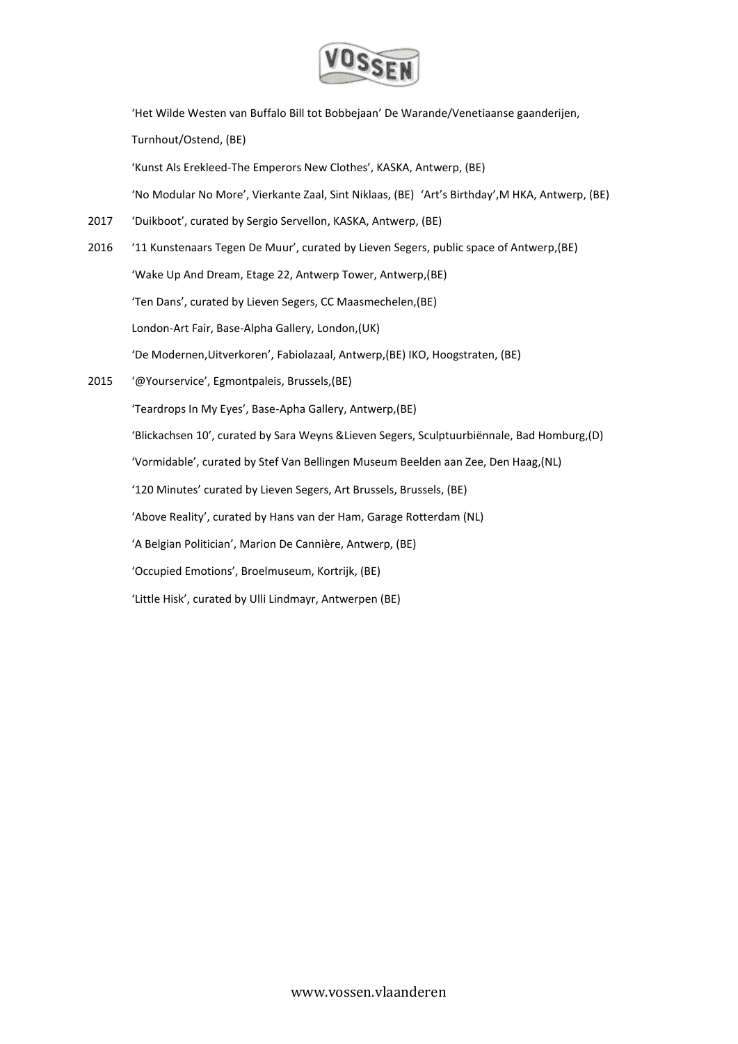'Het Wilde Westen van Buffalo Bill tot Bobbejaan' De Warande/Venetiaanse gaanderijen, Turnhout/Ostend, (BE)

'Kunst Als Erekleed-The Emperors New Clothes', KASKA, Antwerp, (BE)

'No Modular No More', Vierkante Zaal, Sint Niklaas, (BE) 'Art's Birthday',M HKA, Antwerp, (BE)

2017 'Duikboot', curated by Sergio Servellon, KASKA, Antwerp, (BE)

2016 '11 Kunstenaars Tegen De Muur', curated by Lieven Segers, public space of Antwerp,(BE)

'Wake Up And Dream, Etage 22, Antwerp Tower, Antwerp,(BE)

'Ten Dans', curated by Lieven Segers, CC Maasmechelen,(BE)

London-Art Fair, Base-Alpha Gallery, London,(UK)

'De Modernen,Uitverkoren', Fabiolazaal, Antwerp,(BE) IKO, Hoogstraten, (BE)

2015 '@Yourservice', Egmontpaleis, Brussels,(BE)

'Teardrops In My Eyes', Base-Apha Gallery, Antwerp,(BE)

'Blickachsen 10', curated by Sara Weyns &Lieven Segers, Sculptuurbiënnale, Bad Homburg,(D)

'Vormidable', curated by Stef Van Bellingen Museum Beelden aan Zee, Den Haag,(NL)

'120 Minutes' curated by Lieven Segers, Art Brussels, Brussels, (BE)

'Above Reality', curated by Hans van der Ham, Garage Rotterdam (NL)

'A Belgian Politician', Marion De Cannière, Antwerp, (BE)

'Occupied Emotions', Broelmuseum, Kortrijk, (BE)

'Little Hisk', curated by Ulli Lindmayr, Antwerpen (BE)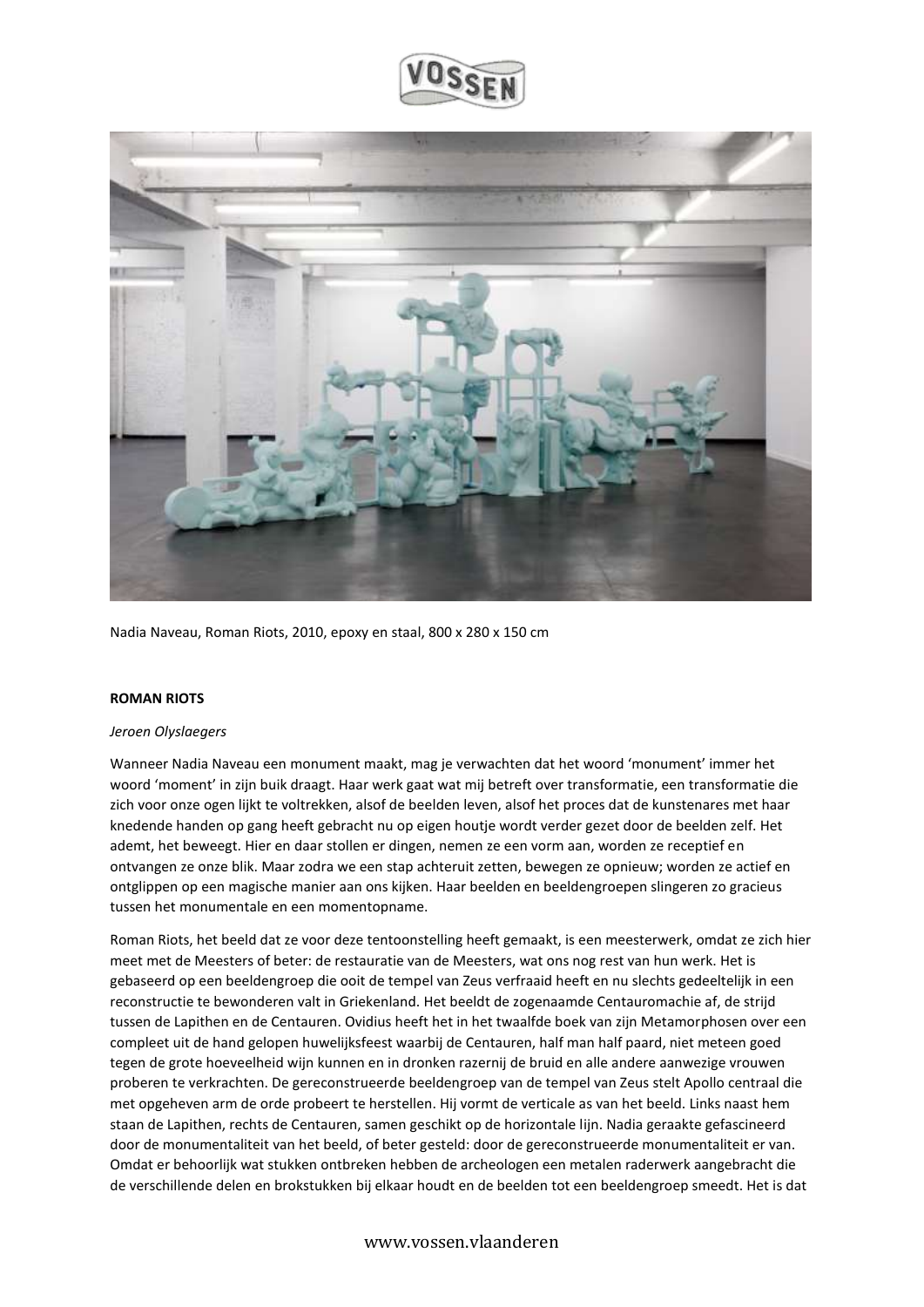Nadia Naveau, Roman Riots, 2010, epoxy en staal, 800 x 280 x 150 cm

**ROMAN RIOTS**

*Jeroen Olyslaegers*

Wanneer Nadia Naveau een monument maakt, mag je verwachten dat het woord 'monument' immer het woord 'moment' in zijn buik draagt. Haar werk gaat wat mij betreft over transformatie, een transformatie die zich voor onze ogen lijkt te voltrekken, alsof de beelden leven, alsof het proces dat de kunstenares met haar knedende handen op gang heeft gebracht nu op eigen houtje wordt verder gezet door de beelden zelf. Het ademt, het beweegt. Hier en daar stollen er dingen, nemen ze een vorm aan, worden ze receptief en ontvangen ze onze blik. Maar zodra we een stap achteruit zetten, bewegen ze opnieuw; worden ze actief en ontglippen op een magische manier aan ons kijken. Haar beelden en beeldengroepen slingeren zo gracieus tussen het monumentale en een momentopname.

Roman Riots, het beeld dat ze voor deze tentoonstelling heeft gemaakt, is een meesterwerk, omdat ze zich hier meet met de Meesters of beter: de restauratie van de Meesters, wat ons nog rest van hun werk. Het is gebaseerd op een beeldengroep die ooit de tempel van Zeus verfraaid heeft en nu slechts gedeeltelijk in een reconstructie te bewonderen valt in Griekenland. Het beeldt de zogenaamde Centauromachie af, de strijd tussen de Lapithen en de Centauren. Ovidius heeft het in het twaalfde boek van zijn Metamorphosen over een compleet uit de hand gelopen huwelijksfeest waarbij de Centauren, half man half paard, niet meteen goed tegen de grote hoeveelheid wijn kunnen en in dronken razernij de bruid en alle andere aanwezige vrouwen proberen te verkrachten. De gereconstrueerde beeldengroep van de tempel van Zeus stelt Apollo centraal die met opgeheven arm de orde probeert te herstellen. Hij vormt de verticale as van het beeld. Links naast hem staan de Lapithen, rechts de Centauren, samen geschikt op de horizontale lijn. Nadia geraakte gefascineerd door de monumentaliteit van het beeld, of beter gesteld: door de gereconstrueerde monumentaliteit er van. Omdat er behoorlijk wat stukken ontbreken hebben de archeologen een metalen raderwerk aangebracht die de verschillende delen en brokstukken bij elkaar houdt en de beelden tot een beeldengroep smeedt. Het is dat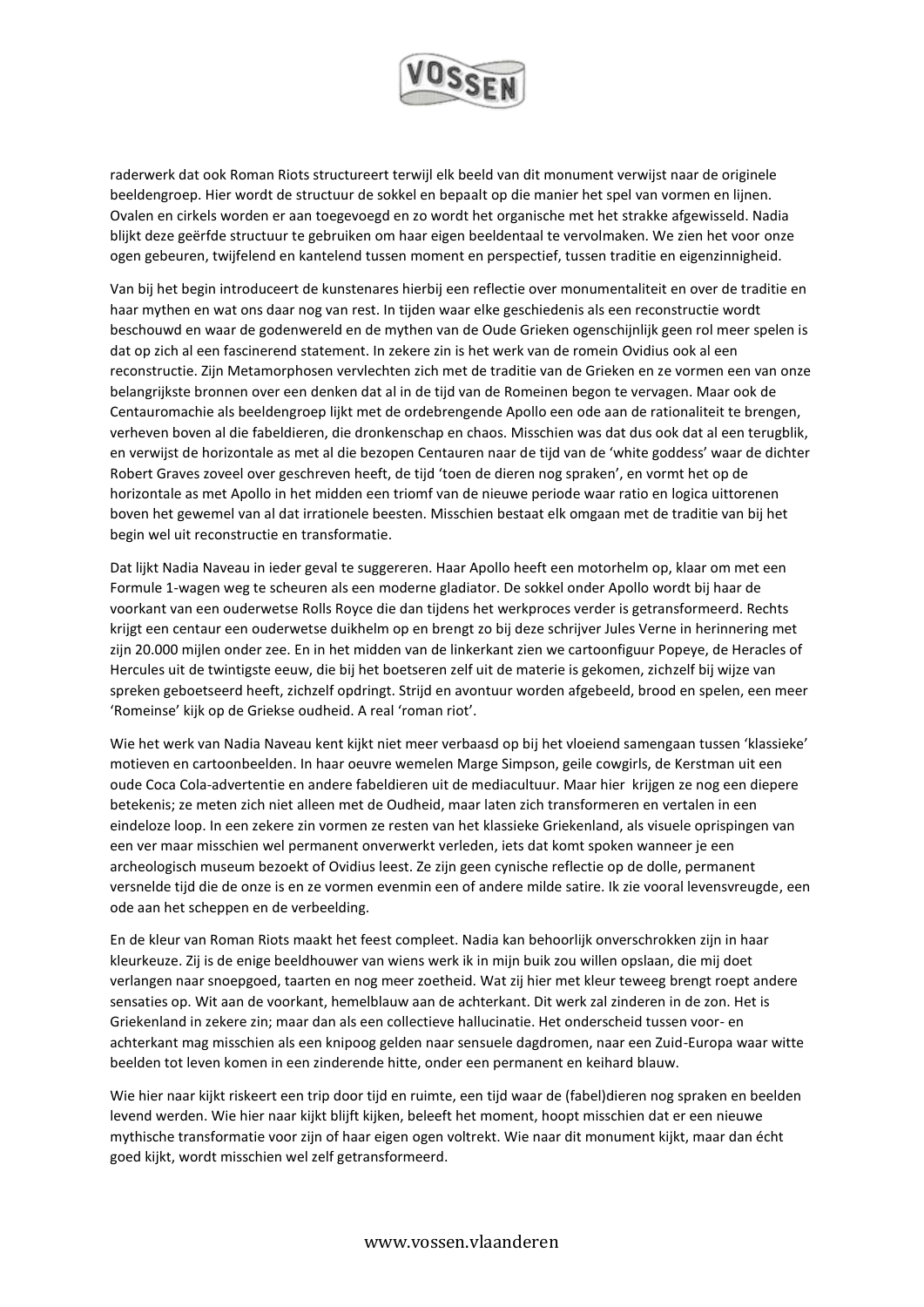raderwerk dat ook Roman Riots structureert terwijl elk beeld van dit monument verwijst naar de originele beeldengroep. Hier wordt de structuur de sokkel en bepaalt op die manier het spel van vormen en lijnen. Ovalen en cirkels worden er aan toegevoegd en zo wordt het organische met het strakke afgewisseld. Nadia blijkt deze geërfde structuur te gebruiken om haar eigen beeldentaal te vervolmaken. We zien het voor onze ogen gebeuren, twijfelend en kantelend tussen moment en perspectief, tussen traditie en eigenzinnigheid.

Van bij het begin introduceert de kunstenares hierbij een reflectie over monumentaliteit en over de traditie en haar mythen en wat ons daar nog van rest. In tijden waar elke geschiedenis als een reconstructie wordt beschouwd en waar de godenwereld en de mythen van de Oude Grieken ogenschijnlijk geen rol meer spelen is dat op zich al een fascinerend statement. In zekere zin is het werk van de romein Ovidius ook al een reconstructie. Zijn Metamorphosen vervlechten zich met de traditie van de Grieken en ze vormen een van onze belangrijkste bronnen over een denken dat al in de tijd van de Romeinen begon te vervagen. Maar ook de Centauromachie als beeldengroep lijkt met de ordebrengende Apollo een ode aan de rationaliteit te brengen, verheven boven al die fabeldieren, die dronkenschap en chaos. Misschien was dat dus ook dat al een terugblik, en verwijst de horizontale as met al die bezopen Centauren naar de tijd van de 'white goddess' waar de dichter Robert Graves zoveel over geschreven heeft, de tijd 'toen de dieren nog spraken', en vormt het op de horizontale as met Apollo in het midden een triomf van de nieuwe periode waar ratio en logica uittorenen boven het gewemel van al dat irrationele beesten. Misschien bestaat elk omgaan met de traditie van bij het begin wel uit reconstructie en transformatie.

Dat lijkt Nadia Naveau in ieder geval te suggereren. Haar Apollo heeft een motorhelm op, klaar om met een Formule 1-wagen weg te scheuren als een moderne gladiator. De sokkel onder Apollo wordt bij haar de voorkant van een ouderwetse Rolls Royce die dan tijdens het werkproces verder is getransformeerd. Rechts krijgt een centaur een ouderwetse duikhelm op en brengt zo bij deze schrijver Jules Verne in herinnering met zijn 20.000 mijlen onder zee. En in het midden van de linkerkant zien we cartoonfiguur Popeye, de Heracles of Hercules uit de twintigste eeuw, die bij het boetseren zelf uit de materie is gekomen, zichzelf bij wijze van spreken geboetseerd heeft, zichzelf opdringt. Strijd en avontuur worden afgebeeld, brood en spelen, een meer 'Romeinse' kijk op de Griekse oudheid. A real 'roman riot'.

Wie het werk van Nadia Naveau kent kijkt niet meer verbaasd op bij het vloeiend samengaan tussen 'klassieke' motieven en cartoonbeelden. In haar oeuvre wemelen Marge Simpson, geile cowgirls, de Kerstman uit een oude Coca Cola-advertentie en andere fabeldieren uit de mediacultuur. Maar hier krijgen ze nog een diepere betekenis; ze meten zich niet alleen met de Oudheid, maar laten zich transformeren en vertalen in een eindeloze loop. In een zekere zin vormen ze resten van het klassieke Griekenland, als visuele oprispingen van een ver maar misschien wel permanent onverwerkt verleden, iets dat komt spoken wanneer je een archeologisch museum bezoekt of Ovidius leest. Ze zijn geen cynische reflectie op de dolle, permanent versnelde tijd die de onze is en ze vormen evenmin een of andere milde satire. Ik zie vooral levensvreugde, een ode aan het scheppen en de verbeelding.

En de kleur van Roman Riots maakt het feest compleet. Nadia kan behoorlijk onverschrokken zijn in haar kleurkeuze. Zij is de enige beeldhouwer van wiens werk ik in mijn buik zou willen opslaan, die mij doet verlangen naar snoepgoed, taarten en nog meer zoetheid. Wat zij hier met kleur teweeg brengt roept andere sensaties op. Wit aan de voorkant, hemelblauw aan de achterkant. Dit werk zal zinderen in de zon. Het is Griekenland in zekere zin; maar dan als een collectieve hallucinatie. Het onderscheid tussen voor- en achterkant mag misschien als een knipoog gelden naar sensuele dagdromen, naar een Zuid-Europa waar witte beelden tot leven komen in een zinderende hitte, onder een permanent en keihard blauw.

Wie hier naar kijkt riskeert een trip door tijd en ruimte, een tijd waar de (fabel)dieren nog spraken en beelden levend werden. Wie hier naar kijkt blijft kijken, beleeft het moment, hoopt misschien dat er een nieuwe mythische transformatie voor zijn of haar eigen ogen voltrekt. Wie naar dit monument kijkt, maar dan écht goed kijkt, wordt misschien wel zelf getransformeerd.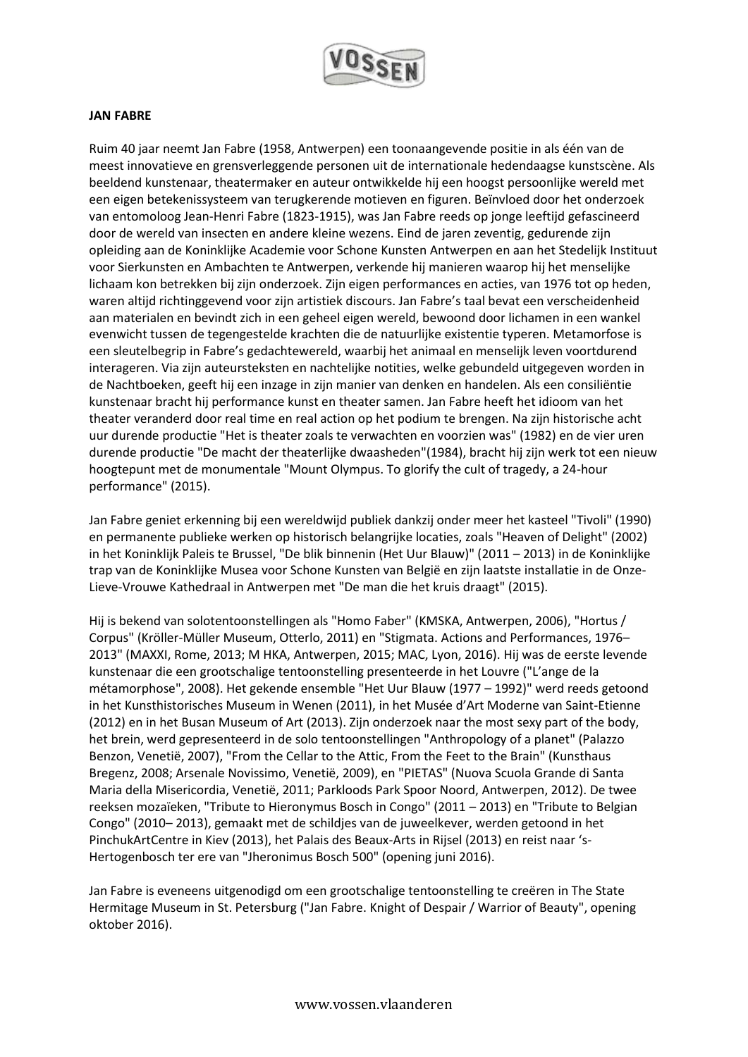**JAN FABRE**

Ruim 40 jaar neemt Jan Fabre (1958, Antwerpen) een toonaangevende positie in als één van de meest innovatieve en grensverleggende personen uit de internationale hedendaagse kunstscène. Als beeldend kunstenaar, theatermaker en auteur ontwikkelde hij een hoogst persoonlijke wereld met een eigen betekenissysteem van terugkerende motieven en figuren. Beïnvloed door het onderzoek van entomoloog Jean-Henri Fabre (1823-1915), was Jan Fabre reeds op jonge leeftijd gefascineerd door de wereld van insecten en andere kleine wezens. Eind de jaren zeventig, gedurende zijn opleiding aan de Koninklijke Academie voor Schone Kunsten Antwerpen en aan het Stedelijk Instituut voor Sierkunsten en Ambachten te Antwerpen, verkende hij manieren waarop hij het menselijke lichaam kon betrekken bij zijn onderzoek. Zijn eigen performances en acties, van 1976 tot op heden, waren altijd richtinggevend voor zijn artistiek discours. Jan Fabre's taal bevat een verscheidenheid aan materialen en bevindt zich in een geheel eigen wereld, bewoond door lichamen in een wankel evenwicht tussen de tegengestelde krachten die de natuurlijke existentie typeren. Metamorfose is een sleutelbegrip in Fabre's gedachtewereld, waarbij het animaal en menselijk leven voortdurend interageren. Via zijn auteursteksten en nachtelijke notities, welke gebundeld uitgegeven worden in de Nachtboeken, geeft hij een inzage in zijn manier van denken en handelen. Als een consiliëntie kunstenaar bracht hij performance kunst en theater samen. Jan Fabre heeft het idioom van het theater veranderd door real time en real action op het podium te brengen. Na zijn historische acht uur durende productie "Het is theater zoals te verwachten en voorzien was" (1982) en de vier uren durende productie "De macht der theaterlijke dwaasheden"(1984), bracht hij zijn werk tot een nieuw hoogtepunt met de monumentale "Mount Olympus. To glorify the cult of tragedy, a 24-hour performance" (2015).

Jan Fabre geniet erkenning bij een wereldwijd publiek dankzij onder meer het kasteel "Tivoli" (1990) en permanente publieke werken op historisch belangrijke locaties, zoals "Heaven of Delight" (2002) in het Koninklijk Paleis te Brussel, "De blik binnenin (Het Uur Blauw)" (2011 – 2013) in de Koninklijke trap van de Koninklijke Musea voor Schone Kunsten van België en zijn laatste installatie in de Onze-Lieve-Vrouwe Kathedraal in Antwerpen met "De man die het kruis draagt" (2015).

Hij is bekend van solotentoonstellingen als "Homo Faber" (KMSKA, Antwerpen, 2006), "Hortus / Corpus" (Kröller-Müller Museum, Otterlo, 2011) en "Stigmata. Actions and Performances, 1976–2013" (MAXXI, Rome, 2013; M HKA, Antwerpen, 2015; MAC, Lyon, 2016). Hij was de eerste levende kunstenaar die een grootschalige tentoonstelling presenteerde in het Louvre ("L'ange de la métamorphose", 2008). Het gekende ensemble "Het Uur Blauw (1977 – 1992)" werd reeds getoond in het Kunsthistorisches Museum in Wenen (2011), in het Musée d'Art Moderne van Saint-Etienne (2012) en in het Busan Museum of Art (2013). Zijn onderzoek naar the most sexy part of the body, het brein, werd gepresenteerd in de solo tentoonstellingen "Anthropology of a planet" (Palazzo Benzon, Venetië, 2007), "From the Cellar to the Attic, From the Feet to the Brain" (Kunsthaus Bregenz, 2008; Arsenale Novissimo, Venetië, 2009), en "PIETAS" (Nuova Scuola Grande di Santa Maria della Misericordia, Venetië, 2011; Parkloods Park Spoor Noord, Antwerpen, 2012). De twee reeksen mozaïeken, "Tribute to Hieronymus Bosch in Congo" (2011 – 2013) en "Tribute to Belgian Congo" (2010– 2013), gemaakt met de schildjes van de juweelkever, werden getoond in het PinchukArtCentre in Kiev (2013), het Palais des Beaux-Arts in Rijsel (2013) en reist naar 's-Hertogenbosch ter ere van "Jheronimus Bosch 500" (opening juni 2016).

Jan Fabre is eveneens uitgenodigd om een grootschalige tentoonstelling te creëren in The State Hermitage Museum in St. Petersburg ("Jan Fabre. Knight of Despair / Warrior of Beauty", opening oktober 2016).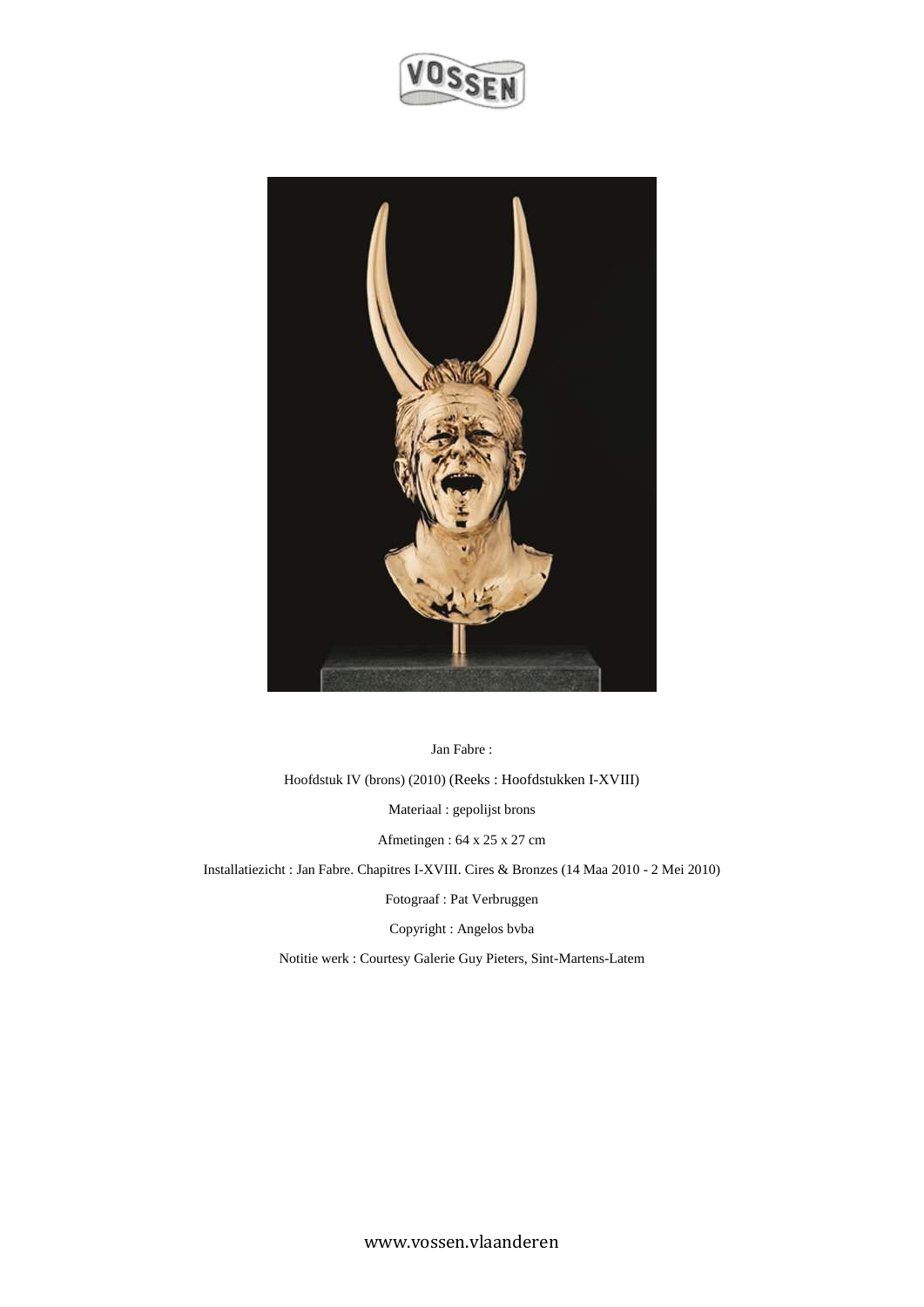Jan Fabre :

Hoofdstuk IV (brons) (2010) (Reeks : Hoofdstukken I-XVIII)

Materiaal : gepolijst brons

Afmetingen : 64 x 25 x 27 cm

Installatiezicht : Jan Fabre. Chapitres I-XVIII. Cires & Bronzes (14 Maa 2010 - 2 Mei 2010)

Fotograaf : Pat Verbruggen

Copyright : Angelos bvba

Notitie werk : Courtesy Galerie Guy Pieters, Sint-Martens-Latem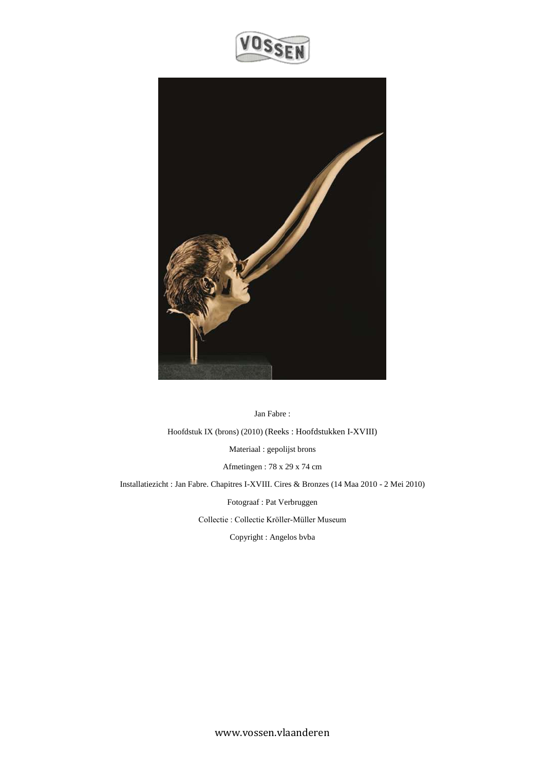Jan Fabre :

Hoofdstuk IX (brons) (2010) (Reeks : Hoofdstukken I-XVIII)

Materiaal : gepolijst brons

Afmetingen : 78 x 29 x 74 cm

Installatiezicht : Jan Fabre. Chapitres I-XVIII. Cires & Bronzes (14 Maa 2010 - 2 Mei 2010)

Fotograaf : Pat Verbruggen

Collectie : Collectie Kröller-Müller Museum

Copyright : Angelos bvba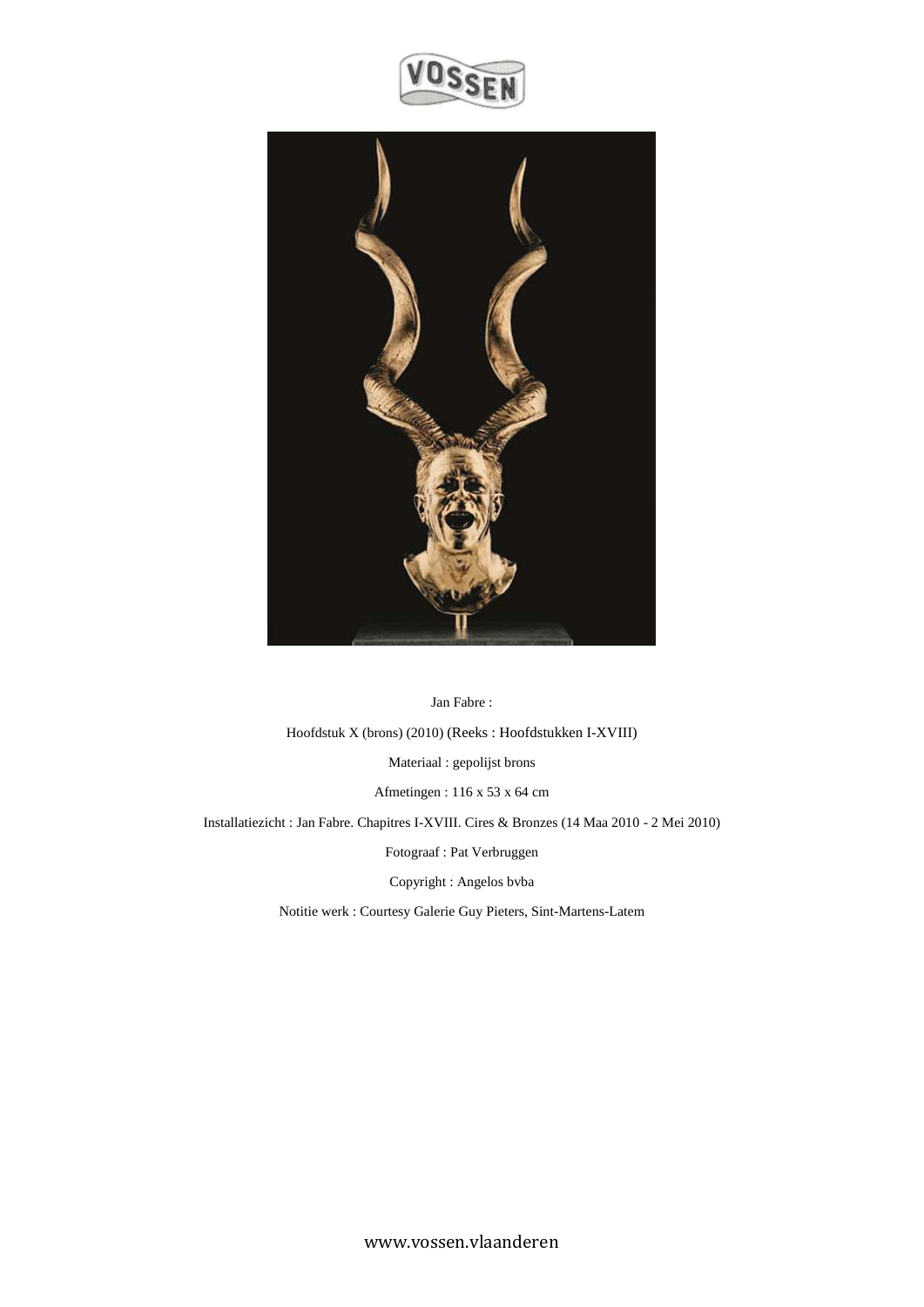Jan Fabre :

Hoofdstuk X (brons) (2010) (Reeks : Hoofdstukken I-XVIII)

Materiaal : gepolijst brons

Afmetingen : 116 x 53 x 64 cm

Installatiezicht : Jan Fabre. Chapitres I-XVIII. Cires & Bronzes (14 Maa 2010 - 2 Mei 2010)

Fotograaf : Pat Verbruggen

Copyright : Angelos bvba

Notitie werk : Courtesy Galerie Guy Pieters, Sint-Martens-Latem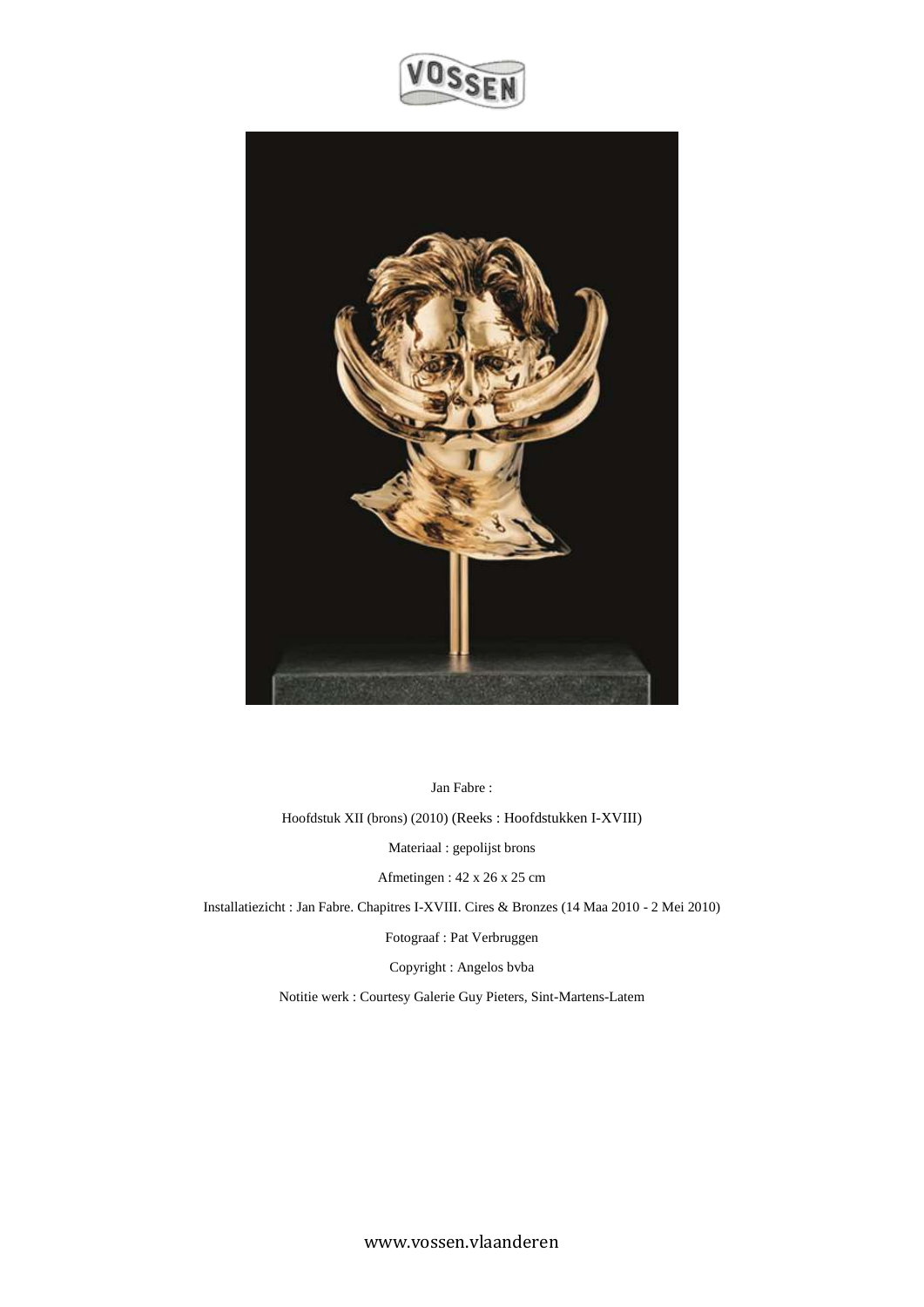Jan Fabre :

Hoofdstuk XII (brons) (2010) (Reeks : Hoofdstukken I-XVIII)

Materiaal : gepolijst brons

Afmetingen : 42 x 26 x 25 cm

Installatiezicht : Jan Fabre. Chapitres I-XVIII. Cires & Bronzes (14 Maa 2010 - 2 Mei 2010)

Fotograaf : Pat Verbruggen

Copyright : Angelos bvba

Notitie werk : Courtesy Galerie Guy Pieters, Sint-Martens-Latem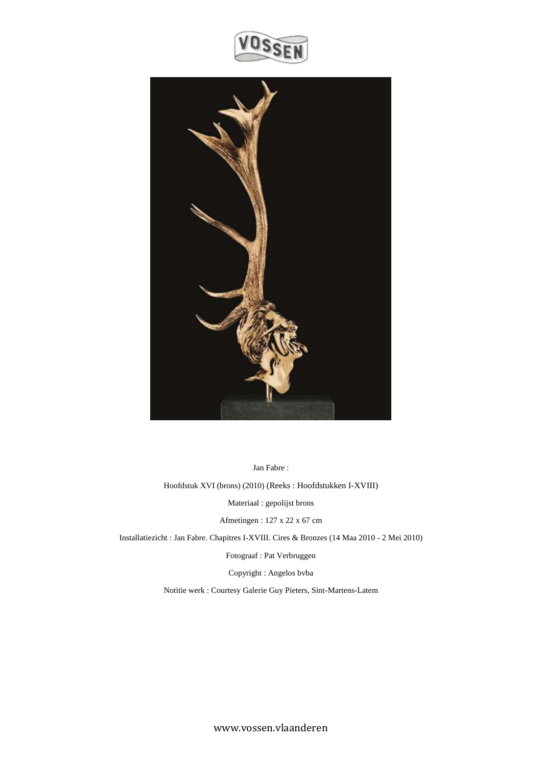Jan Fabre :

Hoofdstuk XVI (brons) (2010) (Reeks : Hoofdstukken I-XVIII)

Materiaal : gepolijst brons

Afmetingen : 127 x 22 x 67 cm

Installatiezicht : Jan Fabre. Chapitres I-XVIII. Cires & Bronzes (14 Maa 2010 - 2 Mei 2010)

Fotograaf : Pat Verbruggen

Copyright : Angelos bvba

Notitie werk : Courtesy Galerie Guy Pieters, Sint-Martens-Latem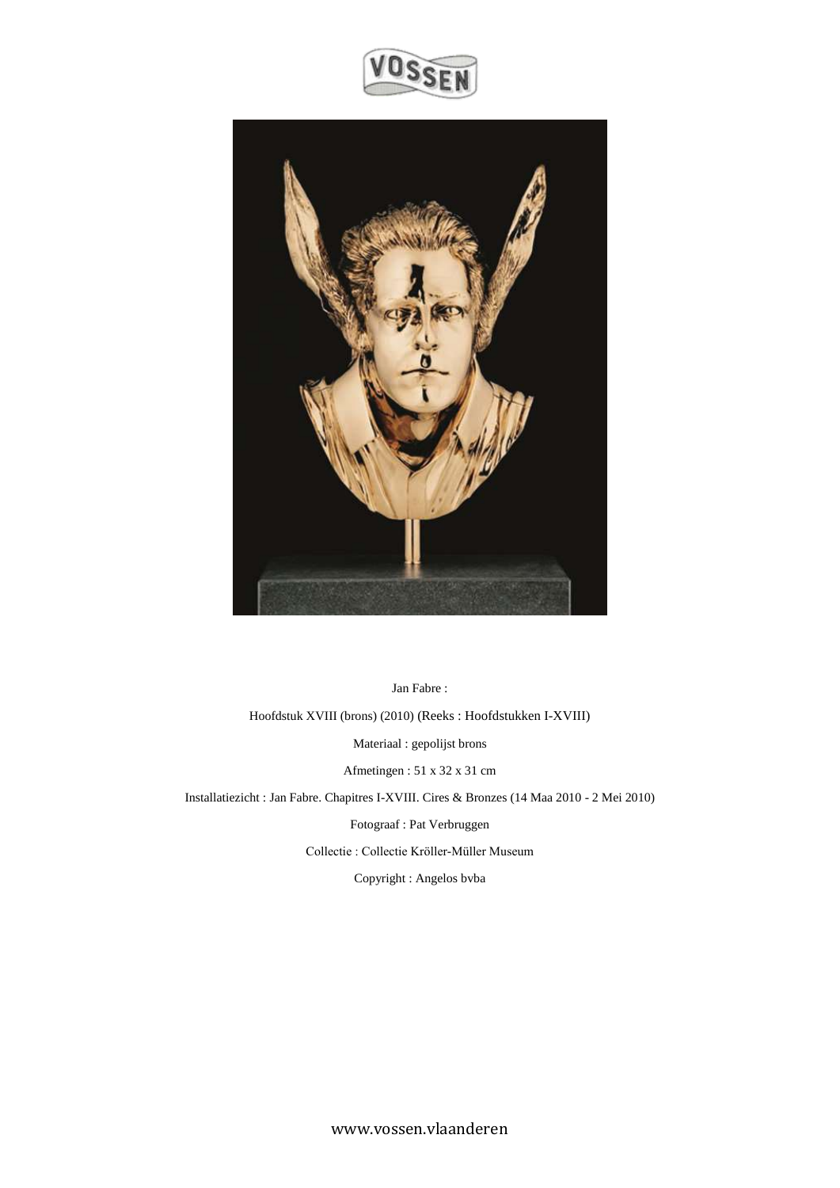Jan Fabre :

Hoofdstuk XVIII (brons) (2010) (Reeks : Hoofdstukken I-XVIII)

Materiaal : gepolijst brons

Afmetingen : 51 x 32 x 31 cm

Installatiezicht : Jan Fabre. Chapitres I-XVIII. Cires & Bronzes (14 Maa 2010 - 2 Mei 2010)

Fotograaf : Pat Verbruggen

Collectie : Collectie Kröller-Müller Museum

Copyright : Angelos bvba